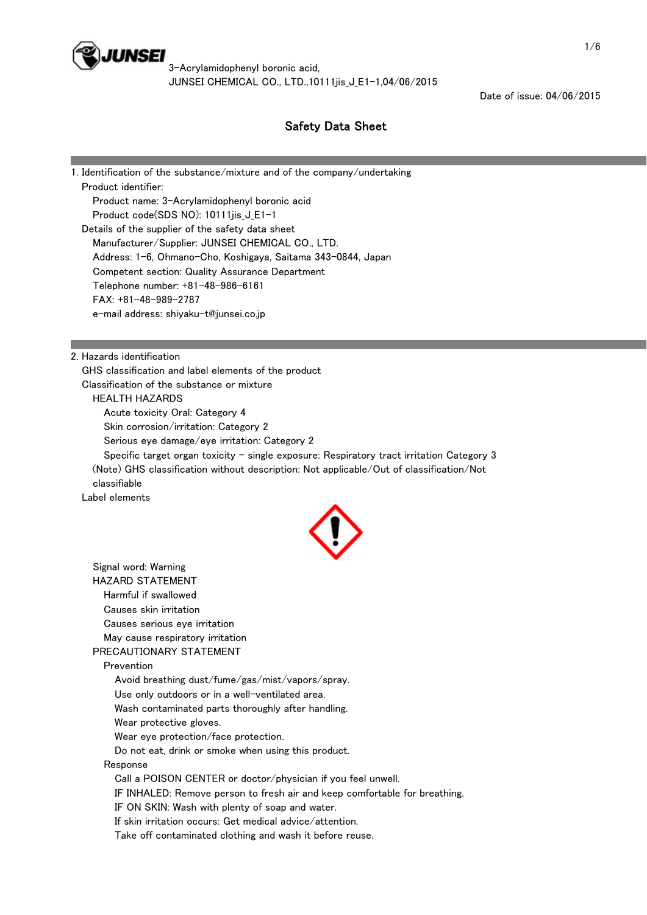3-Acrylamidophenyl boronic acid,
JUNSEI CHEMICAL CO., LTD.,10111jis_J_E1-1,04/06/2015

Date of issue: 04/06/2015

# Safety Data Sheet

## 1. Identification of the substance/mixture and of the company/undertaking

Product identifier:

Product name: 3-Acrylamidophenyl boronic acid

Product code(SDS NO): 10111jis_J_E1-1

Details of the supplier of the safety data sheet

Manufacturer/Supplier: JUNSEI CHEMICAL CO., LTD.

Address: 1-6, Ohmano-Cho, Koshigaya, Saitama 343-0844, Japan

Competent section: Quality Assurance Department

Telephone number: +81-48-986-6161

FAX: +81-48-989-2787

e-mail address: shiyaku-t@junsei.co.jp

## 2. Hazards identification

GHS classification and label elements of the product

Classification of the substance or mixture

HEALTH HAZARDS

- Acute toxicity Oral: Category 4
- Skin corrosion/irritation: Category 2
- Serious eye damage/eye irritation: Category 2
- Specific target organ toxicity - single exposure: Respiratory tract irritation Category 3

(Note) GHS classification without description: Not applicable/Out of classification/Not classifiable

Label elements

Signal word: Warning

HAZARD STATEMENT

- Harmful if swallowed
- Causes skin irritation
- Causes serious eye irritation
- May cause respiratory irritation

PRECAUTIONARY STATEMENT

Prevention

- Avoid breathing dust/fume/gas/mist/vapors/spray.
- Use only outdoors or in a well-ventilated area.
- Wash contaminated parts thoroughly after handling.
- Wear protective gloves.
- Wear eye protection/face protection.
- Do not eat, drink or smoke when using this product.

Response

- Call a POISON CENTER or doctor/physician if you feel unwell.
- IF INHALED: Remove person to fresh air and keep comfortable for breathing.
- IF ON SKIN: Wash with plenty of soap and water.
- If skin irritation occurs: Get medical advice/attention.
- Take off contaminated clothing and wash it before reuse.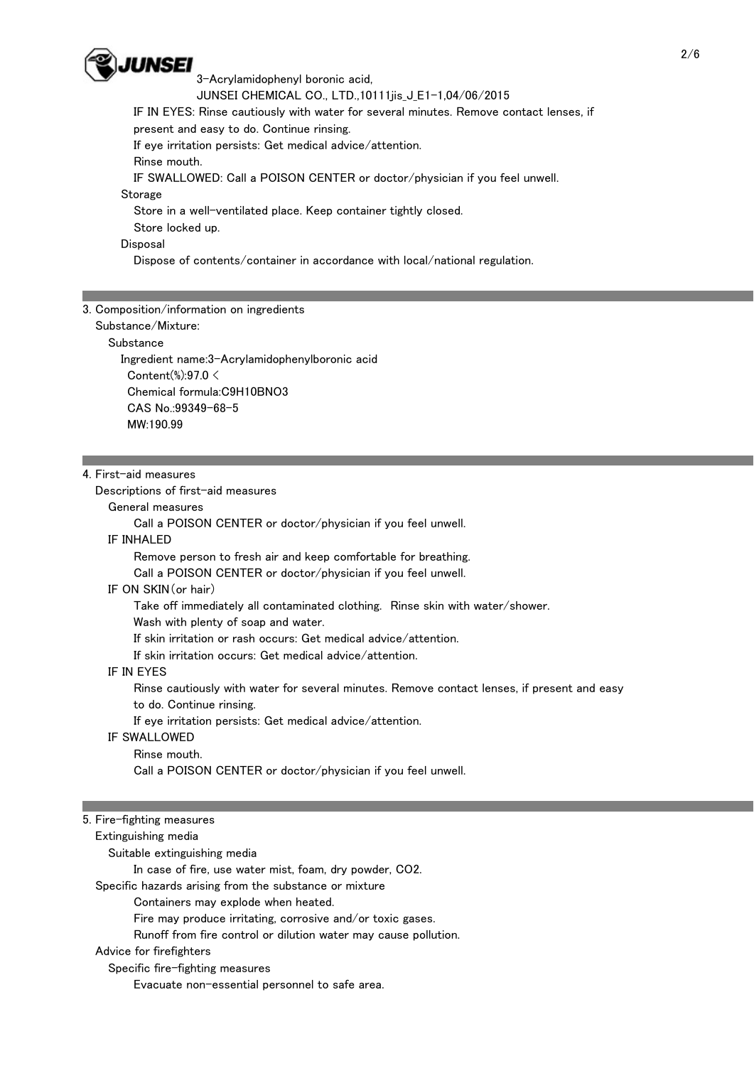IF IN EYES: Rinse cautiously with water for several minutes. Remove contact lenses, if present and easy to do. Continue rinsing.

If eye irritation persists: Get medical advice/attention.

Rinse mouth.

IF SWALLOWED: Call a POISON CENTER or doctor/physician if you feel unwell.

Storage

Store in a well-ventilated place. Keep container tightly closed.

Store locked up.

Disposal

Dispose of contents/container in accordance with local/national regulation.

## 3. Composition/information on ingredients

Substance/Mixture:

Substance

Ingredient name:3-Acrylamidophenylboronic acid

Content(%):97.0 <

Chemical formula:$C_9H_{10}BNO_3$

CAS No.:99349-68-5

MW:190.99

## 4. First-aid measures

Descriptions of first-aid measures

General measures

Call a POISON CENTER or doctor/physician if you feel unwell.

IF INHALED

Remove person to fresh air and keep comfortable for breathing.

Call a POISON CENTER or doctor/physician if you feel unwell.

IF ON SKIN(or hair)

Take off immediately all contaminated clothing. Rinse skin with water/shower.

Wash with plenty of soap and water.

If skin irritation or rash occurs: Get medical advice/attention.

If skin irritation occurs: Get medical advice/attention.

IF IN EYES

Rinse cautiously with water for several minutes. Remove contact lenses, if present and easy to do. Continue rinsing.

If eye irritation persists: Get medical advice/attention.

IF SWALLOWED

Rinse mouth.

Call a POISON CENTER or doctor/physician if you feel unwell.

## 5. Fire-fighting measures

Extinguishing media

Suitable extinguishing media

In case of fire, use water mist, foam, dry powder, $CO_2$.

Specific hazards arising from the substance or mixture

Containers may explode when heated.

Fire may produce irritating, corrosive and/or toxic gases.

Runoff from fire control or dilution water may cause pollution.

Advice for firefighters

Specific fire-fighting measures

Evacuate non-essential personnel to safe area.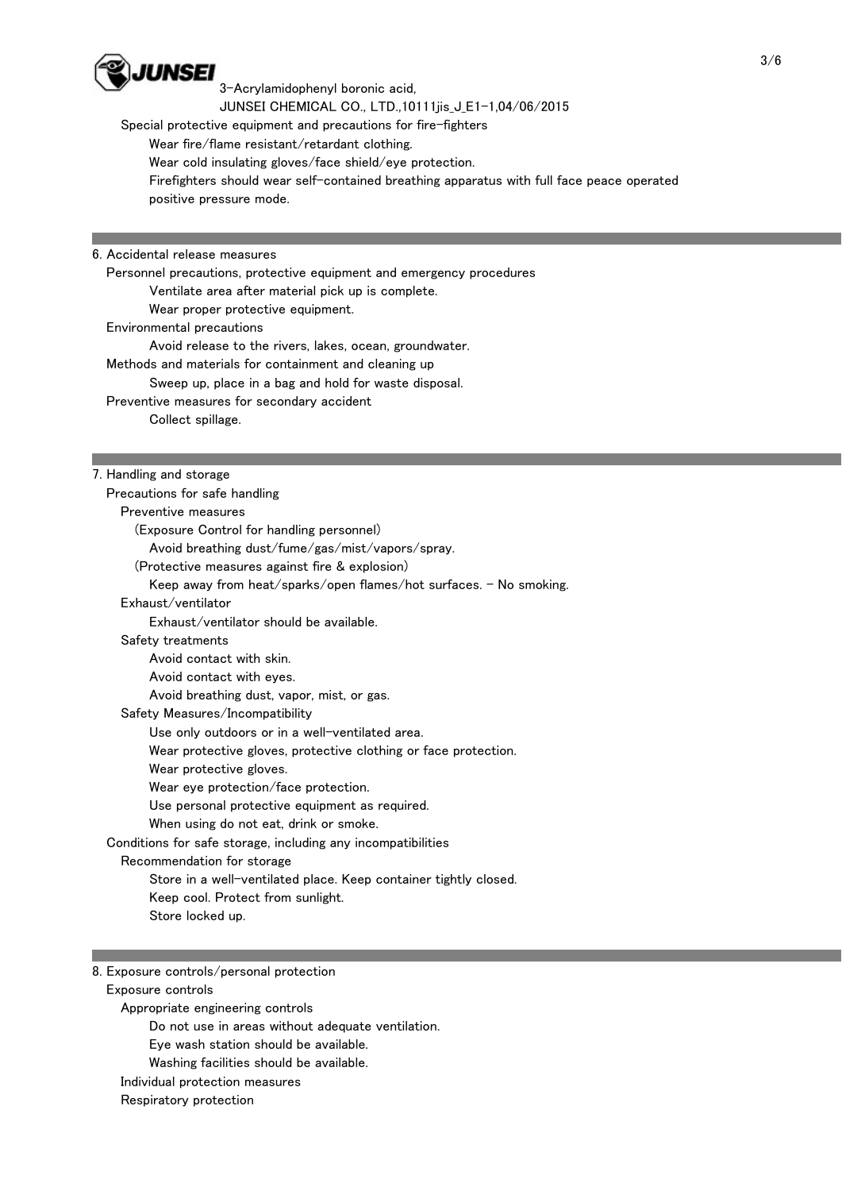Special protective equipment and precautions for fire-fighters

Wear fire/flame resistant/retardant clothing.

Wear cold insulating gloves/face shield/eye protection.

Firefighters should wear self-contained breathing apparatus with full face peace operated positive pressure mode.

## 6. Accidental release measures

Personnel precautions, protective equipment and emergency procedures

Ventilate area after material pick up is complete.

Wear proper protective equipment.

Environmental precautions

Avoid release to the rivers, lakes, ocean, groundwater.

Methods and materials for containment and cleaning up

Sweep up, place in a bag and hold for waste disposal.

Preventive measures for secondary accident

Collect spillage.

## 7. Handling and storage

Precautions for safe handling

Preventive measures

(Exposure Control for handling personnel)

Avoid breathing dust/fume/gas/mist/vapors/spray.

(Protective measures against fire & explosion)

Keep away from heat/sparks/open flames/hot surfaces. - No smoking.

Exhaust/ventilator

Exhaust/ventilator should be available.

Safety treatments

Avoid contact with skin.

Avoid contact with eyes.

Avoid breathing dust, vapor, mist, or gas.

Safety Measures/Incompatibility

Use only outdoors or in a well-ventilated area.

Wear protective gloves, protective clothing or face protection.

Wear protective gloves.

Wear eye protection/face protection.

Use personal protective equipment as required.

When using do not eat, drink or smoke.

Conditions for safe storage, including any incompatibilities

Recommendation for storage

Store in a well-ventilated place. Keep container tightly closed.

Keep cool. Protect from sunlight.

Store locked up.

## 8. Exposure controls/personal protection

Exposure controls

Appropriate engineering controls

Do not use in areas without adequate ventilation.

Eye wash station should be available.

Washing facilities should be available.

Individual protection measures

Respiratory protection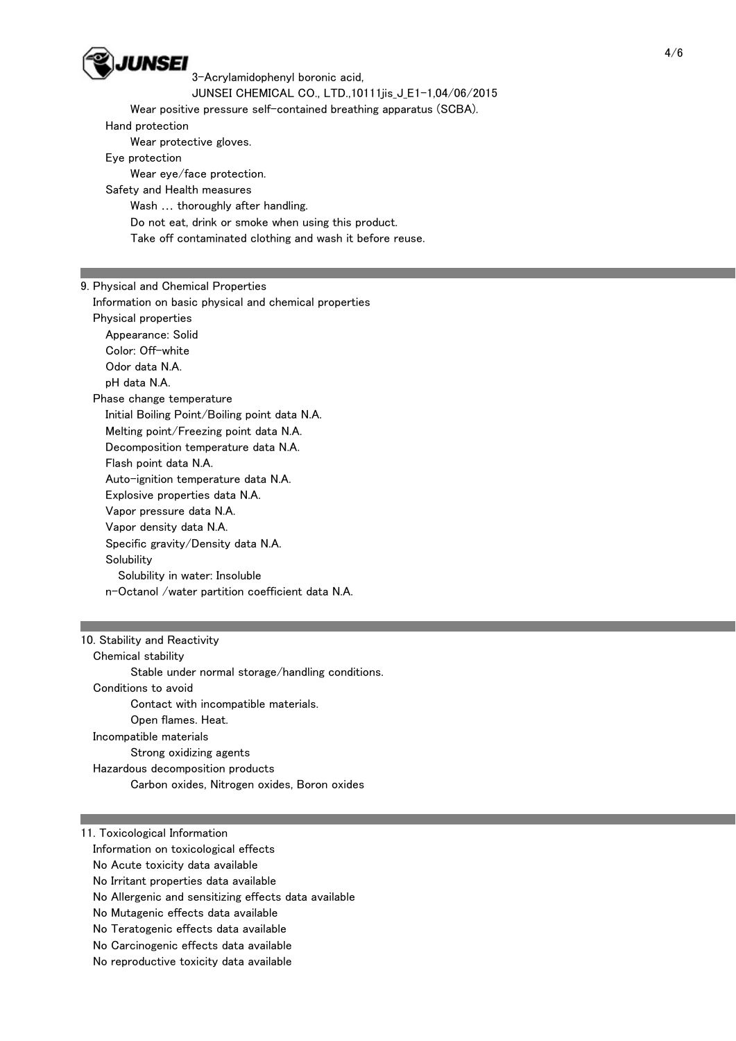Wear positive pressure self-contained breathing apparatus (SCBA).

Hand protection

Wear protective gloves.

Eye protection

Wear eye/face protection.

Safety and Health measures

Wash … thoroughly after handling.

Do not eat, drink or smoke when using this product.

Take off contaminated clothing and wash it before reuse.

## 9. Physical and Chemical Properties

Information on basic physical and chemical properties

Physical properties

Appearance: Solid

Color: Off-white

Odor data N.A.

pH data N.A.

Phase change temperature

Initial Boiling Point/Boiling point data N.A.

Melting point/Freezing point data N.A.

Decomposition temperature data N.A.

Flash point data N.A.

Auto-ignition temperature data N.A.

Explosive properties data N.A.

Vapor pressure data N.A.

Vapor density data N.A.

Specific gravity/Density data N.A.

Solubility

Solubility in water: Insoluble

n-Octanol /water partition coefficient data N.A.

## 10. Stability and Reactivity

Chemical stability

Stable under normal storage/handling conditions.

Conditions to avoid

Contact with incompatible materials.

Open flames. Heat.

Incompatible materials

Strong oxidizing agents

Hazardous decomposition products

Carbon oxides, Nitrogen oxides, Boron oxides

## 11. Toxicological Information

Information on toxicological effects

No Acute toxicity data available

No Irritant properties data available

No Allergenic and sensitizing effects data available

No Mutagenic effects data available

No Teratogenic effects data available

No Carcinogenic effects data available

No reproductive toxicity data available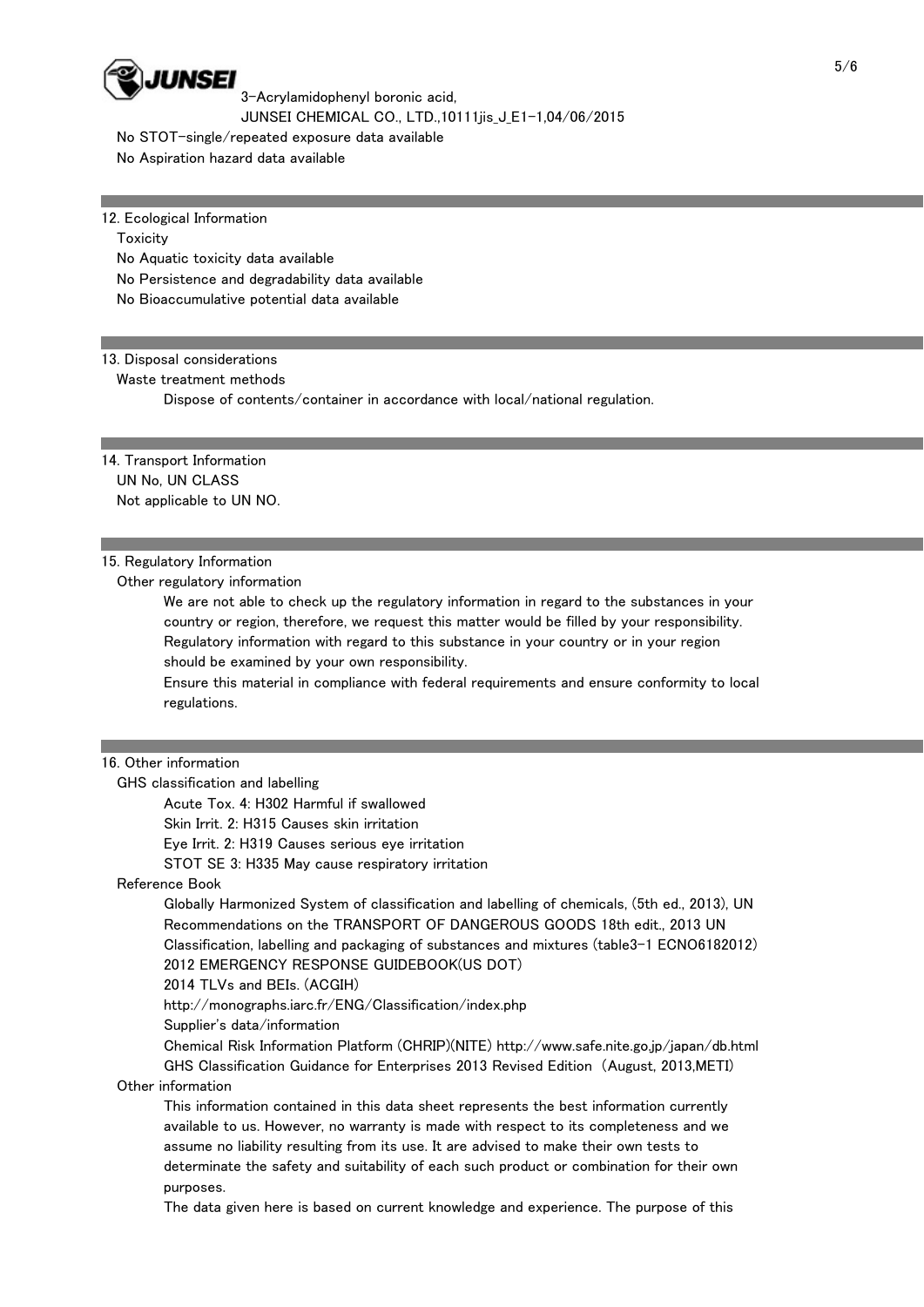No STOT-single/repeated exposure data available
No Aspiration hazard data available

## 12. Ecological Information

Toxicity
No Aquatic toxicity data available
No Persistence and degradability data available
No Bioaccumulative potential data available

## 13. Disposal considerations

Waste treatment methods
Dispose of contents/container in accordance with local/national regulation.

## 14. Transport Information

UN No, UN CLASS
Not applicable to UN NO.

## 15. Regulatory Information

Other regulatory information
We are not able to check up the regulatory information in regard to the substances in your country or region, therefore, we request this matter would be filled by your responsibility.
Regulatory information with regard to this substance in your country or in your region should be examined by your own responsibility.
Ensure this material in compliance with federal requirements and ensure conformity to local regulations.

## 16. Other information

GHS classification and labelling
Acute Tox. 4: H302 Harmful if swallowed
Skin Irrit. 2: H315 Causes skin irritation
Eye Irrit. 2: H319 Causes serious eye irritation
STOT SE 3: H335 May cause respiratory irritation

Reference Book
Globally Harmonized System of classification and labelling of chemicals, (5th ed., 2013), UN Recommendations on the TRANSPORT OF DANGEROUS GOODS 18th edit., 2013 UN Classification, labelling and packaging of substances and mixtures (table3-1 ECNO6182012)
2012 EMERGENCY RESPONSE GUIDEBOOK(US DOT)
2014 TLVs and BEIs. (ACGIH)
http://monographs.iarc.fr/ENG/Classification/index.php
Supplier's data/information
Chemical Risk Information Platform (CHRIP)(NITE) http://www.safe.nite.go.jp/japan/db.html
GHS Classification Guidance for Enterprises 2013 Revised Edition (August, 2013,METI)

Other information
This information contained in this data sheet represents the best information currently available to us. However, no warranty is made with respect to its completeness and we assume no liability resulting from its use. It are advised to make their own tests to determinate the safety and suitability of each such product or combination for their own purposes.
The data given here is based on current knowledge and experience. The purpose of this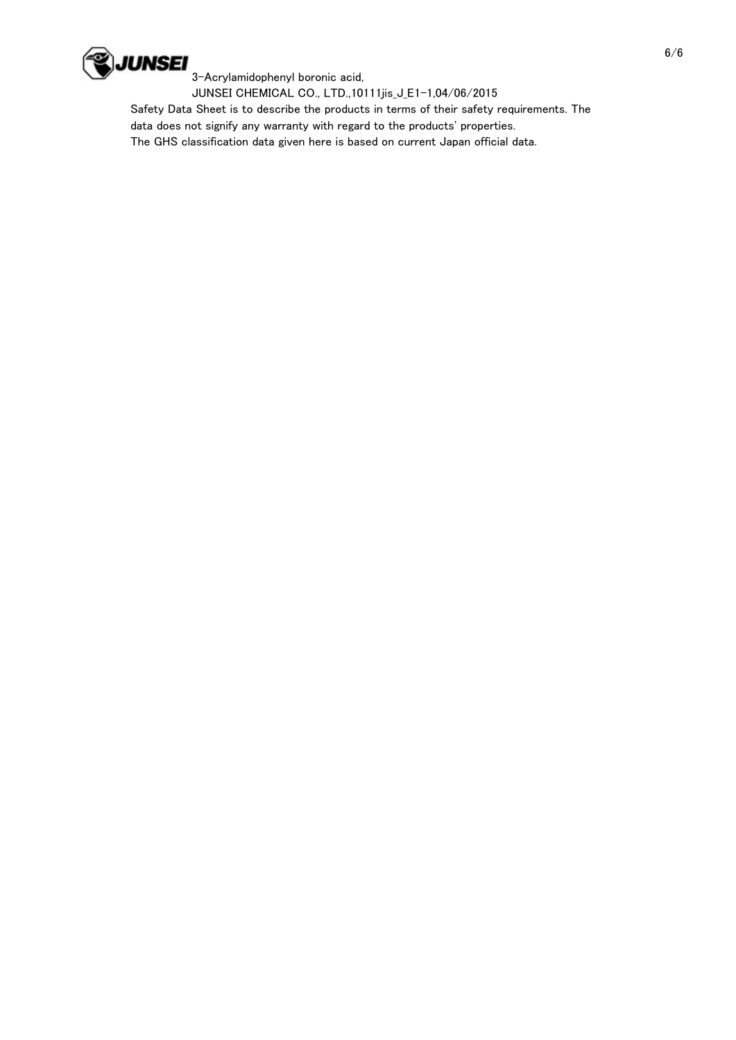Safety Data Sheet is to describe the products in terms of their safety requirements. The data does not signify any warranty with regard to the products' properties.
The GHS classification data given here is based on current Japan official data.